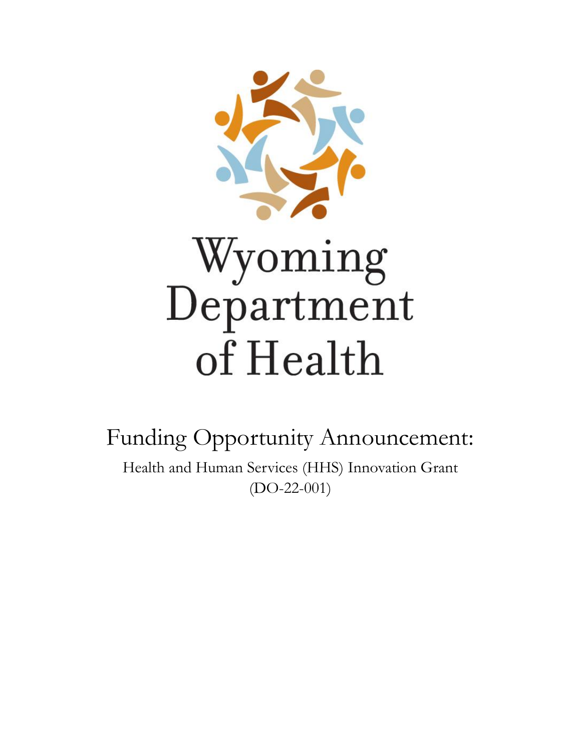# Wyoming Department of Health

## Funding Opportunity Announcement:

Health and Human Services (HHS) Innovation Grant
(DO-22-001)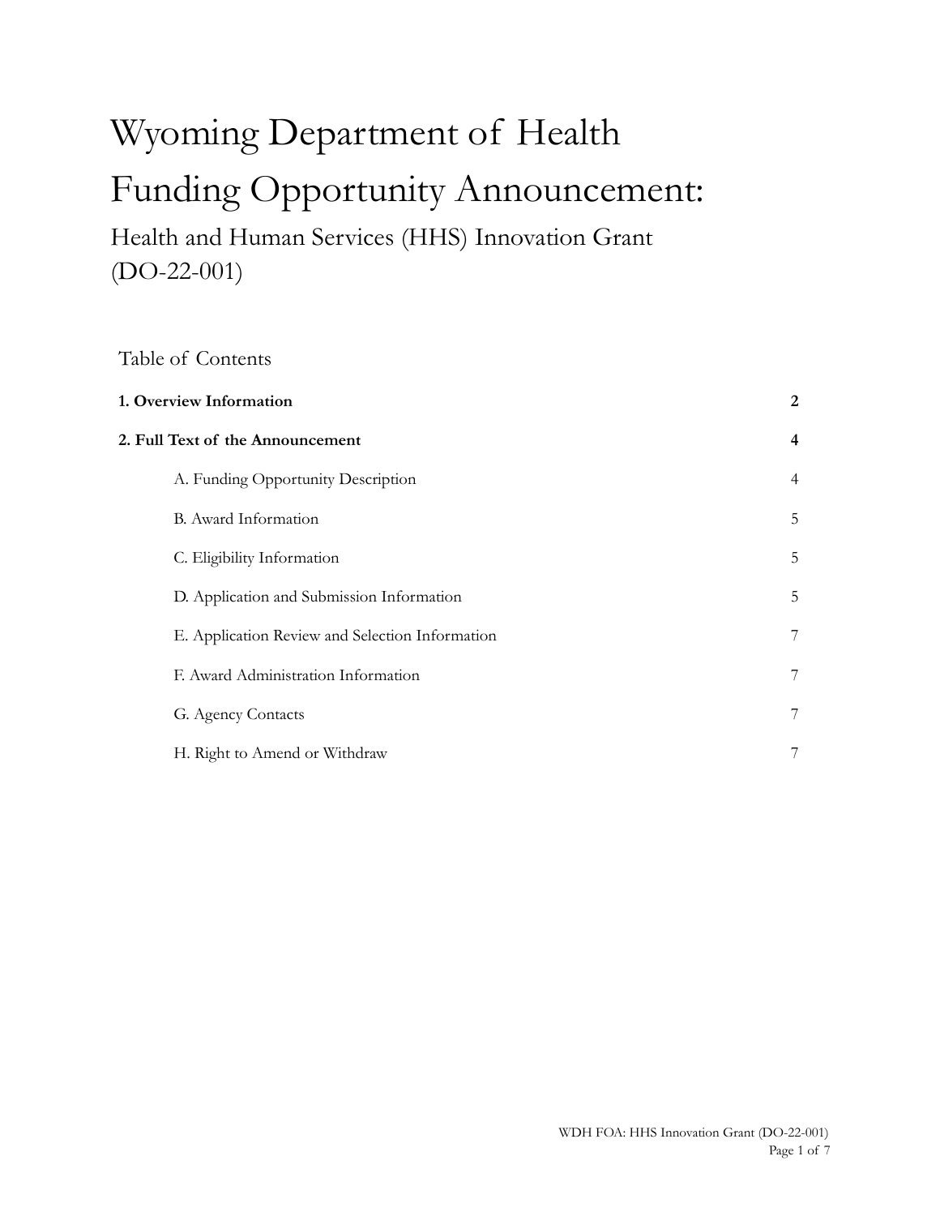# Wyoming Department of Health

# Funding Opportunity Announcement:

## Health and Human Services (HHS) Innovation Grant (DO-22-001)

Table of Contents

| | |
|---|---|
| **1. Overview Information** | **2** |
| **2. Full Text of the Announcement** | **4** |
| A. Funding Opportunity Description | 4 |
| B. Award Information | 5 |
| C. Eligibility Information | 5 |
| D. Application and Submission Information | 5 |
| E. Application Review and Selection Information | 7 |
| F. Award Administration Information | 7 |
| G. Agency Contacts | 7 |
| H. Right to Amend or Withdraw | 7 |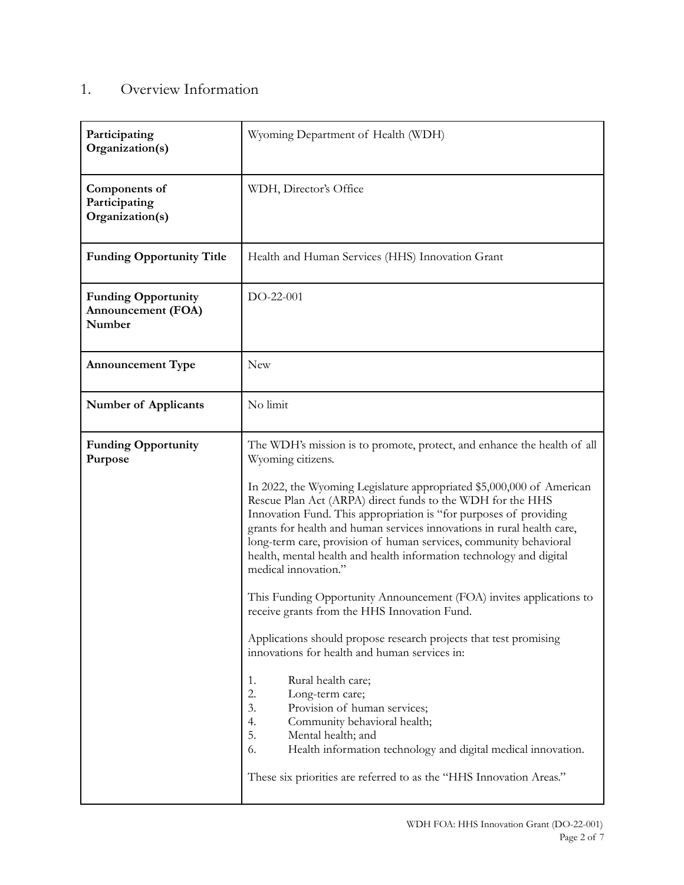## 1. Overview Information

| | |
|---|---|
| **Participating Organization(s)** | Wyoming Department of Health (WDH) |
| **Components of Participating Organization(s)** | WDH, Director's Office |
| **Funding Opportunity Title** | Health and Human Services (HHS) Innovation Grant |
| **Funding Opportunity Announcement (FOA) Number** | DO-22-001 |
| **Announcement Type** | New |
| **Number of Applicants** | No limit |
| **Funding Opportunity Purpose** | The WDH's mission is to promote, protect, and enhance the health of all Wyoming citizens.<br><br>In 2022, the Wyoming Legislature appropriated $5,000,000 of American Rescue Plan Act (ARPA) direct funds to the WDH for the HHS Innovation Fund. This appropriation is "for purposes of providing grants for health and human services innovations in rural health care, long-term care, provision of human services, community behavioral health, mental health and health information technology and digital medical innovation."<br><br>This Funding Opportunity Announcement (FOA) invites applications to receive grants from the HHS Innovation Fund.<br><br>Applications should propose research projects that test promising innovations for health and human services in:<br><br>1. Rural health care;<br>2. Long-term care;<br>3. Provision of human services;<br>4. Community behavioral health;<br>5. Mental health; and<br>6. Health information technology and digital medical innovation.<br><br>These six priorities are referred to as the "HHS Innovation Areas." |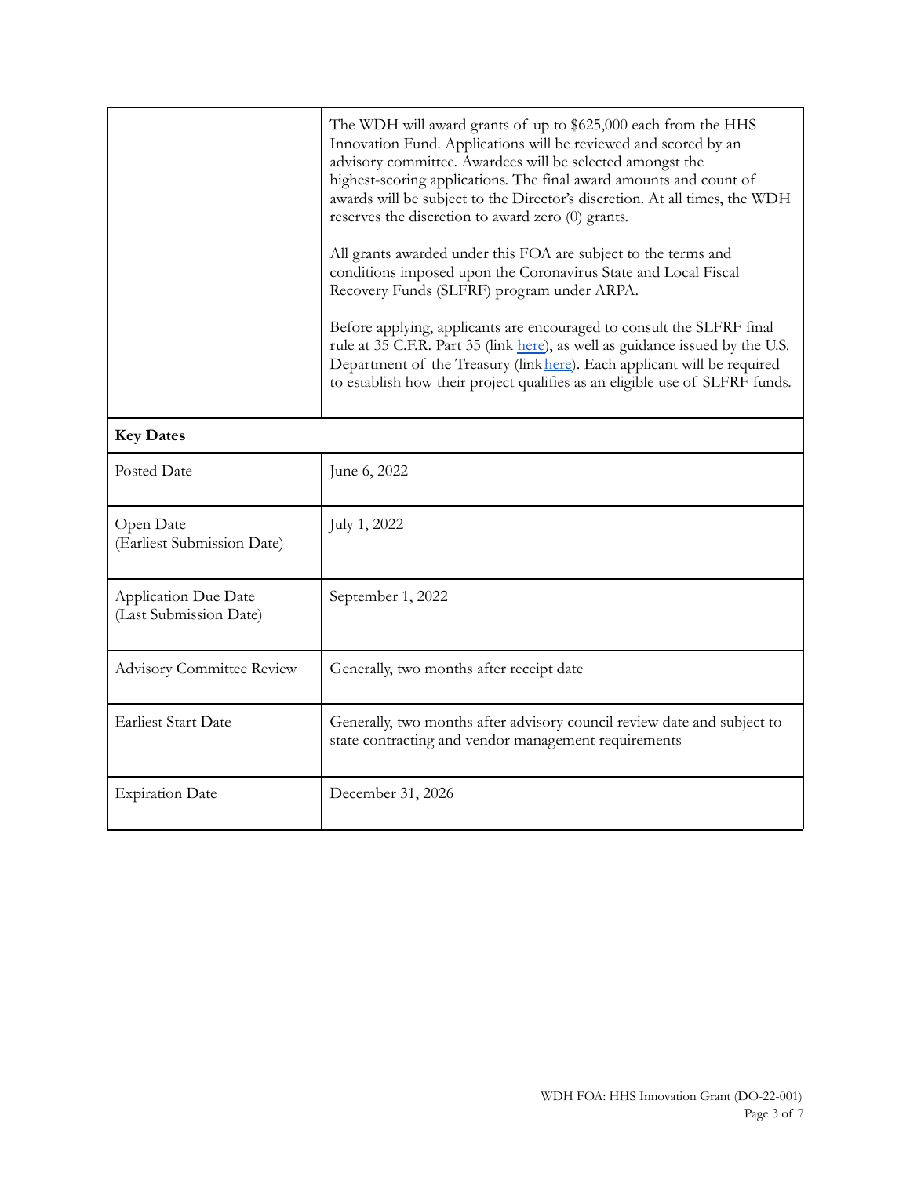| | |
|---|---|
| | The WDH will award grants of up to $625,000 each from the HHS Innovation Fund. Applications will be reviewed and scored by an advisory committee. Awardees will be selected amongst the highest-scoring applications. The final award amounts and count of awards will be subject to the Director's discretion. At all times, the WDH reserves the discretion to award zero (0) grants.<br><br>All grants awarded under this FOA are subject to the terms and conditions imposed upon the Coronavirus State and Local Fiscal Recovery Funds (SLFRF) program under ARPA.<br><br>Before applying, applicants are encouraged to consult the SLFRF final rule at 35 C.F.R. Part 35 (link here), as well as guidance issued by the U.S. Department of the Treasury (link here). Each applicant will be required to establish how their project qualifies as an eligible use of SLFRF funds. |
| **Key Dates** | |
| Posted Date | June 6, 2022 |
| Open Date (Earliest Submission Date) | July 1, 2022 |
| Application Due Date (Last Submission Date) | September 1, 2022 |
| Advisory Committee Review | Generally, two months after receipt date |
| Earliest Start Date | Generally, two months after advisory council review date and subject to state contracting and vendor management requirements |
| Expiration Date | December 31, 2026 |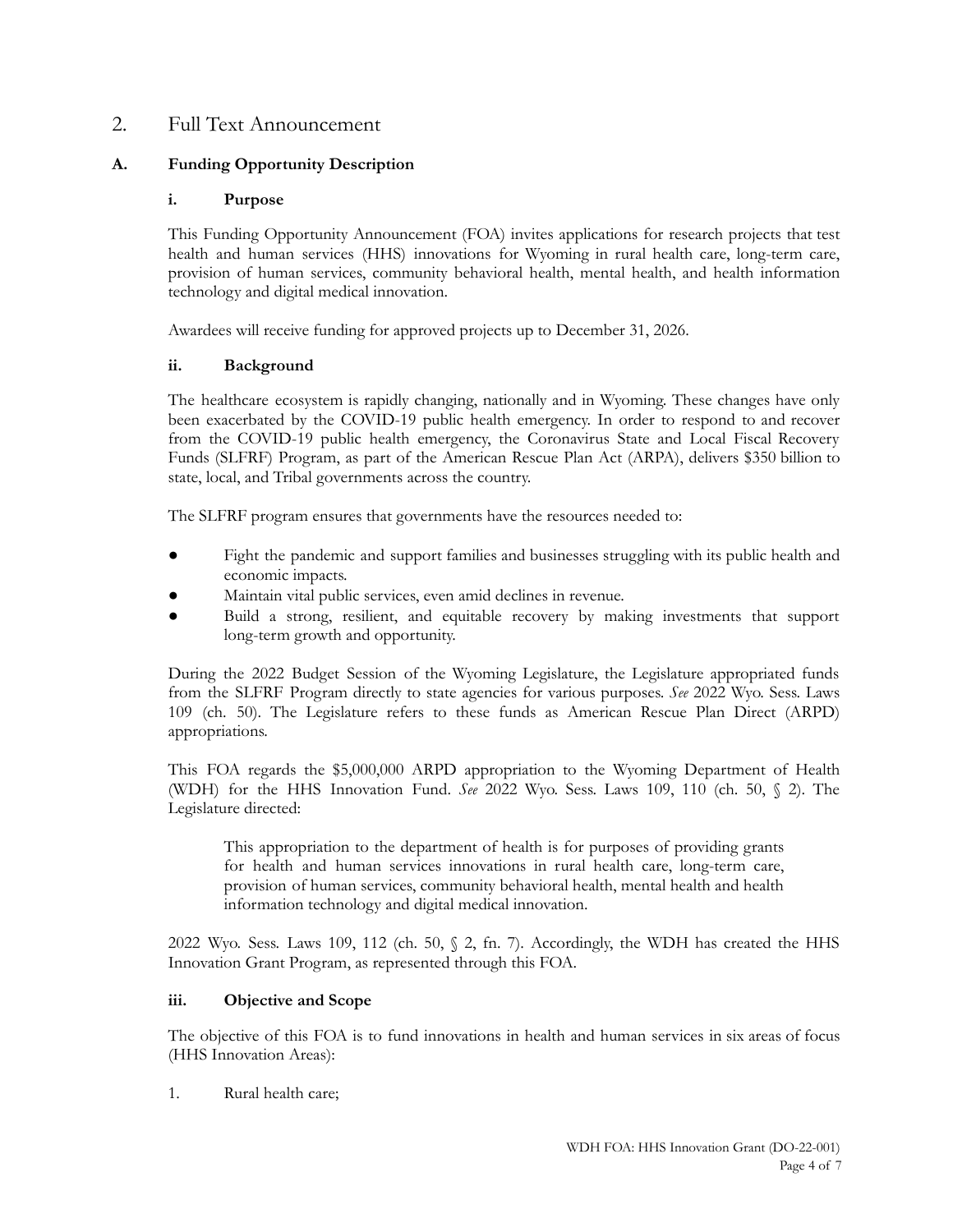## 2. Full Text Announcement

### A. Funding Opportunity Description

#### i. Purpose

This Funding Opportunity Announcement (FOA) invites applications for research projects that test health and human services (HHS) innovations for Wyoming in rural health care, long-term care, provision of human services, community behavioral health, mental health, and health information technology and digital medical innovation.

Awardees will receive funding for approved projects up to December 31, 2026.

#### ii. Background

The healthcare ecosystem is rapidly changing, nationally and in Wyoming. These changes have only been exacerbated by the COVID-19 public health emergency. In order to respond to and recover from the COVID-19 public health emergency, the Coronavirus State and Local Fiscal Recovery Funds (SLFRF) Program, as part of the American Rescue Plan Act (ARPA), delivers $350 billion to state, local, and Tribal governments across the country.

The SLFRF program ensures that governments have the resources needed to:

- Fight the pandemic and support families and businesses struggling with its public health and economic impacts.
- Maintain vital public services, even amid declines in revenue.
- Build a strong, resilient, and equitable recovery by making investments that support long-term growth and opportunity.

During the 2022 Budget Session of the Wyoming Legislature, the Legislature appropriated funds from the SLFRF Program directly to state agencies for various purposes. *See* 2022 Wyo. Sess. Laws 109 (ch. 50). The Legislature refers to these funds as American Rescue Plan Direct (ARPD) appropriations.

This FOA regards the $5,000,000 ARPD appropriation to the Wyoming Department of Health (WDH) for the HHS Innovation Fund. *See* 2022 Wyo. Sess. Laws 109, 110 (ch. 50, § 2). The Legislature directed:

> This appropriation to the department of health is for purposes of providing grants for health and human services innovations in rural health care, long-term care, provision of human services, community behavioral health, mental health and health information technology and digital medical innovation.

2022 Wyo. Sess. Laws 109, 112 (ch. 50, § 2, fn. 7). Accordingly, the WDH has created the HHS Innovation Grant Program, as represented through this FOA.

#### iii. Objective and Scope

The objective of this FOA is to fund innovations in health and human services in six areas of focus (HHS Innovation Areas):

1. Rural health care;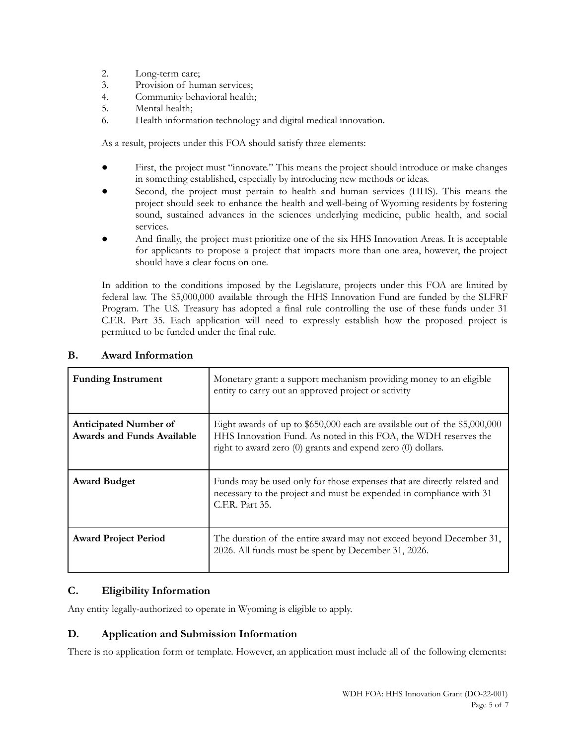2. Long-term care;
3. Provision of human services;
4. Community behavioral health;
5. Mental health;
6. Health information technology and digital medical innovation.

As a result, projects under this FOA should satisfy three elements:

- First, the project must "innovate." This means the project should introduce or make changes in something established, especially by introducing new methods or ideas.
- Second, the project must pertain to health and human services (HHS). This means the project should seek to enhance the health and well-being of Wyoming residents by fostering sound, sustained advances in the sciences underlying medicine, public health, and social services.
- And finally, the project must prioritize one of the six HHS Innovation Areas. It is acceptable for applicants to propose a project that impacts more than one area, however, the project should have a clear focus on one.

In addition to the conditions imposed by the Legislature, projects under this FOA are limited by federal law. The $5,000,000 available through the HHS Innovation Fund are funded by the SLFRF Program. The U.S. Treasury has adopted a final rule controlling the use of these funds under 31 C.F.R. Part 35. Each application will need to expressly establish how the proposed project is permitted to be funded under the final rule.

## B. Award Information

| | |
|---|---|
| **Funding Instrument** | Monetary grant: a support mechanism providing money to an eligible entity to carry out an approved project or activity |
| **Anticipated Number of Awards and Funds Available** | Eight awards of up to $650,000 each are available out of the $5,000,000 HHS Innovation Fund. As noted in this FOA, the WDH reserves the right to award zero (0) grants and expend zero (0) dollars. |
| **Award Budget** | Funds may be used only for those expenses that are directly related and necessary to the project and must be expended in compliance with 31 C.F.R. Part 35. |
| **Award Project Period** | The duration of the entire award may not exceed beyond December 31, 2026. All funds must be spent by December 31, 2026. |

## C. Eligibility Information

Any entity legally-authorized to operate in Wyoming is eligible to apply.

## D. Application and Submission Information

There is no application form or template. However, an application must include all of the following elements: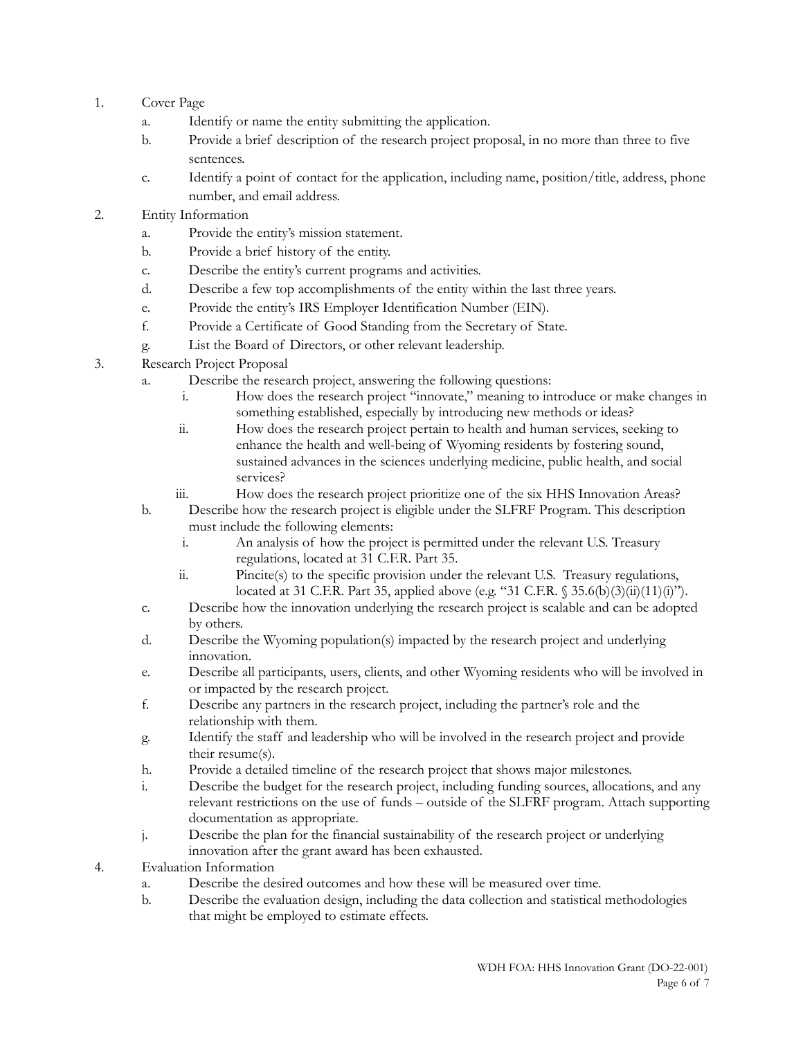1. Cover Page
    a. Identify or name the entity submitting the application.
    b. Provide a brief description of the research project proposal, in no more than three to five sentences.
    c. Identify a point of contact for the application, including name, position/title, address, phone number, and email address.
2. Entity Information
    a. Provide the entity's mission statement.
    b. Provide a brief history of the entity.
    c. Describe the entity's current programs and activities.
    d. Describe a few top accomplishments of the entity within the last three years.
    e. Provide the entity's IRS Employer Identification Number (EIN).
    f. Provide a Certificate of Good Standing from the Secretary of State.
    g. List the Board of Directors, or other relevant leadership.
3. Research Project Proposal
    a. Describe the research project, answering the following questions:
        i. How does the research project "innovate," meaning to introduce or make changes in something established, especially by introducing new methods or ideas?
        ii. How does the research project pertain to health and human services, seeking to enhance the health and well-being of Wyoming residents by fostering sound, sustained advances in the sciences underlying medicine, public health, and social services?
        iii. How does the research project prioritize one of the six HHS Innovation Areas?
    b. Describe how the research project is eligible under the SLFRF Program. This description must include the following elements:
        i. An analysis of how the project is permitted under the relevant U.S. Treasury regulations, located at 31 C.F.R. Part 35.
        ii. Pincite(s) to the specific provision under the relevant U.S. Treasury regulations, located at 31 C.F.R. Part 35, applied above (e.g. "31 C.F.R. § 35.6(b)(3)(ii)(11)(i)").
    c. Describe how the innovation underlying the research project is scalable and can be adopted by others.
    d. Describe the Wyoming population(s) impacted by the research project and underlying innovation.
    e. Describe all participants, users, clients, and other Wyoming residents who will be involved in or impacted by the research project.
    f. Describe any partners in the research project, including the partner's role and the relationship with them.
    g. Identify the staff and leadership who will be involved in the research project and provide their resume(s).
    h. Provide a detailed timeline of the research project that shows major milestones.
    i. Describe the budget for the research project, including funding sources, allocations, and any relevant restrictions on the use of funds – outside of the SLFRF program. Attach supporting documentation as appropriate.
    j. Describe the plan for the financial sustainability of the research project or underlying innovation after the grant award has been exhausted.
4. Evaluation Information
    a. Describe the desired outcomes and how these will be measured over time.
    b. Describe the evaluation design, including the data collection and statistical methodologies that might be employed to estimate effects.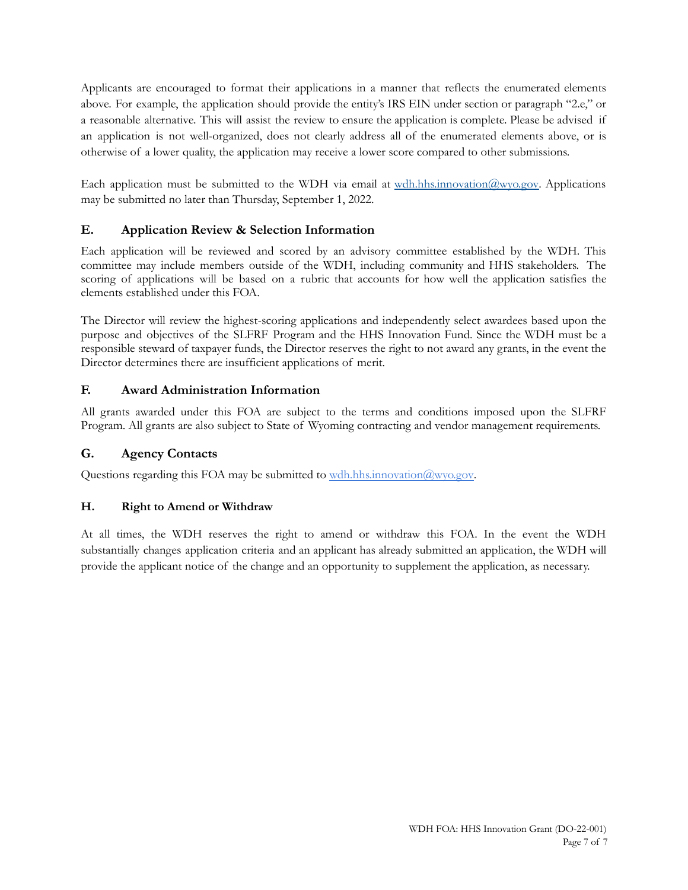Applicants are encouraged to format their applications in a manner that reflects the enumerated elements above. For example, the application should provide the entity's IRS EIN under section or paragraph "2.e," or a reasonable alternative. This will assist the review to ensure the application is complete. Please be advised if an application is not well-organized, does not clearly address all of the enumerated elements above, or is otherwise of a lower quality, the application may receive a lower score compared to other submissions.

Each application must be submitted to the WDH via email at wdh.hhs.innovation@wyo.gov. Applications may be submitted no later than Thursday, September 1, 2022.

## E. Application Review & Selection Information

Each application will be reviewed and scored by an advisory committee established by the WDH. This committee may include members outside of the WDH, including community and HHS stakeholders. The scoring of applications will be based on a rubric that accounts for how well the application satisfies the elements established under this FOA.

The Director will review the highest-scoring applications and independently select awardees based upon the purpose and objectives of the SLFRF Program and the HHS Innovation Fund. Since the WDH must be a responsible steward of taxpayer funds, the Director reserves the right to not award any grants, in the event the Director determines there are insufficient applications of merit.

## F. Award Administration Information

All grants awarded under this FOA are subject to the terms and conditions imposed upon the SLFRF Program. All grants are also subject to State of Wyoming contracting and vendor management requirements.

## G. Agency Contacts

Questions regarding this FOA may be submitted to wdh.hhs.innovation@wyo.gov.

## H. Right to Amend or Withdraw

At all times, the WDH reserves the right to amend or withdraw this FOA. In the event the WDH substantially changes application criteria and an applicant has already submitted an application, the WDH will provide the applicant notice of the change and an opportunity to supplement the application, as necessary.